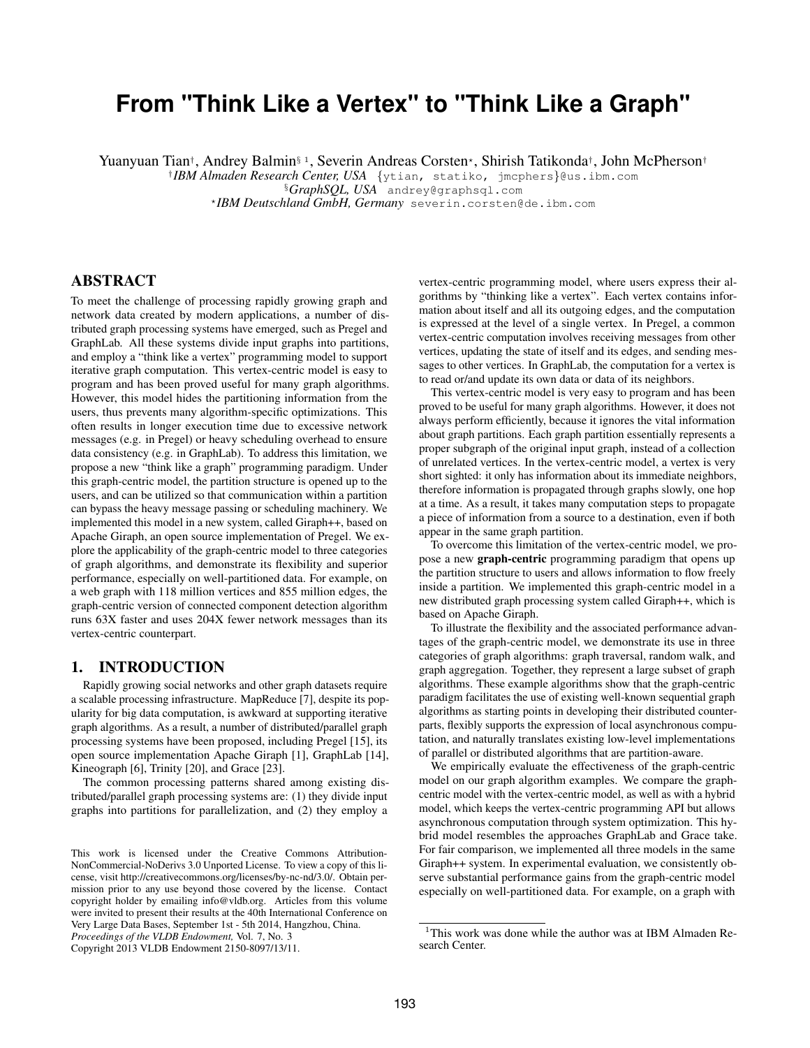# From "Think Like a Vertex" to "Think Like a Graph"

Yuanyuan Tian†, Andrey Balmin§ [1], Severin Andreas Corsten⋆, Shirish Tatikonda†, John McPherson†

†*IBM Almaden Research Center, USA* {ytian, statiko, jmcphers}@us.ibm.com

§*GraphSQL, USA* andrey@graphsql.com

⋆*IBM Deutschland GmbH, Germany* severin.corsten@de.ibm.com

## ABSTRACT

To meet the challenge of processing rapidly growing graph and network data created by modern applications, a number of distributed graph processing systems have emerged, such as Pregel and GraphLab. All these systems divide input graphs into partitions, and employ a "think like a vertex" programming model to support iterative graph computation. This vertex-centric model is easy to program and has been proved useful for many graph algorithms. However, this model hides the partitioning information from the users, thus prevents many algorithm-specific optimizations. This often results in longer execution time due to excessive network messages (e.g. in Pregel) or heavy scheduling overhead to ensure data consistency (e.g. in GraphLab). To address this limitation, we propose a new "think like a graph" programming paradigm. Under this graph-centric model, the partition structure is opened up to the users, and can be utilized so that communication within a partition can bypass the heavy message passing or scheduling machinery. We implemented this model in a new system, called Giraph++, based on Apache Giraph, an open source implementation of Pregel. We explore the applicability of the graph-centric model to three categories of graph algorithms, and demonstrate its flexibility and superior performance, especially on well-partitioned data. For example, on a web graph with 118 million vertices and 855 million edges, the graph-centric version of connected component detection algorithm runs 63X faster and uses 204X fewer network messages than its vertex-centric counterpart.

## 1. INTRODUCTION

Rapidly growing social networks and other graph datasets require a scalable processing infrastructure. MapReduce [7], despite its popularity for big data computation, is awkward at supporting iterative graph algorithms. As a result, a number of distributed/parallel graph processing systems have been proposed, including Pregel [15], its open source implementation Apache Giraph [1], GraphLab [14], Kineograph [6], Trinity [20], and Grace [23].

The common processing patterns shared among existing distributed/parallel graph processing systems are: (1) they divide input graphs into partitions for parallelization, and (2) they employ a vertex-centric programming model, where users express their algorithms by "thinking like a vertex". Each vertex contains information about itself and all its outgoing edges, and the computation is expressed at the level of a single vertex. In Pregel, a common vertex-centric computation involves receiving messages from other vertices, updating the state of itself and its edges, and sending messages to other vertices. In GraphLab, the computation for a vertex is to read or/and update its own data or data of its neighbors.

This vertex-centric model is very easy to program and has been proved to be useful for many graph algorithms. However, it does not always perform efficiently, because it ignores the vital information about graph partitions. Each graph partition essentially represents a proper subgraph of the original input graph, instead of a collection of unrelated vertices. In the vertex-centric model, a vertex is very short sighted: it only has information about its immediate neighbors, therefore information is propagated through graphs slowly, one hop at a time. As a result, it takes many computation steps to propagate a piece of information from a source to a destination, even if both appear in the same graph partition.

To overcome this limitation of the vertex-centric model, we propose a new **graph-centric** programming paradigm that opens up the partition structure to users and allows information to flow freely inside a partition. We implemented this graph-centric model in a new distributed graph processing system called Giraph++, which is based on Apache Giraph.

To illustrate the flexibility and the associated performance advantages of the graph-centric model, we demonstrate its use in three categories of graph algorithms: graph traversal, random walk, and graph aggregation. Together, they represent a large subset of graph algorithms. These example algorithms show that the graph-centric paradigm facilitates the use of existing well-known sequential graph algorithms as starting points in developing their distributed counterparts, flexibly supports the expression of local asynchronous computation, and naturally translates existing low-level implementations of parallel or distributed algorithms that are partition-aware.

We empirically evaluate the effectiveness of the graph-centric model on our graph algorithm examples. We compare the graph-centric model with the vertex-centric model, as well as with a hybrid model, which keeps the vertex-centric programming API but allows asynchronous computation through system optimization. This hybrid model resembles the approaches GraphLab and Grace take. For fair comparison, we implemented all three models in the same Giraph++ system. In experimental evaluation, we consistently observe substantial performance gains from the graph-centric model especially on well-partitioned data. For example, on a graph with

---

This work is licensed under the Creative Commons Attribution-NonCommercial-NoDerivs 3.0 Unported License. To view a copy of this license, visit http://creativecommons.org/licenses/by-nc-nd/3.0/. Obtain permission prior to any use beyond those covered by the license. Contact copyright holder by emailing info@vldb.org. Articles from this volume were invited to present their results at the 40th International Conference on Very Large Data Bases, September 1st - 5th 2014, Hangzhou, China.
*Proceedings of the VLDB Endowment,* Vol. 7, No. 3
Copyright 2013 VLDB Endowment 2150-8097/13/11.

[1] This work was done while the author was at IBM Almaden Research Center.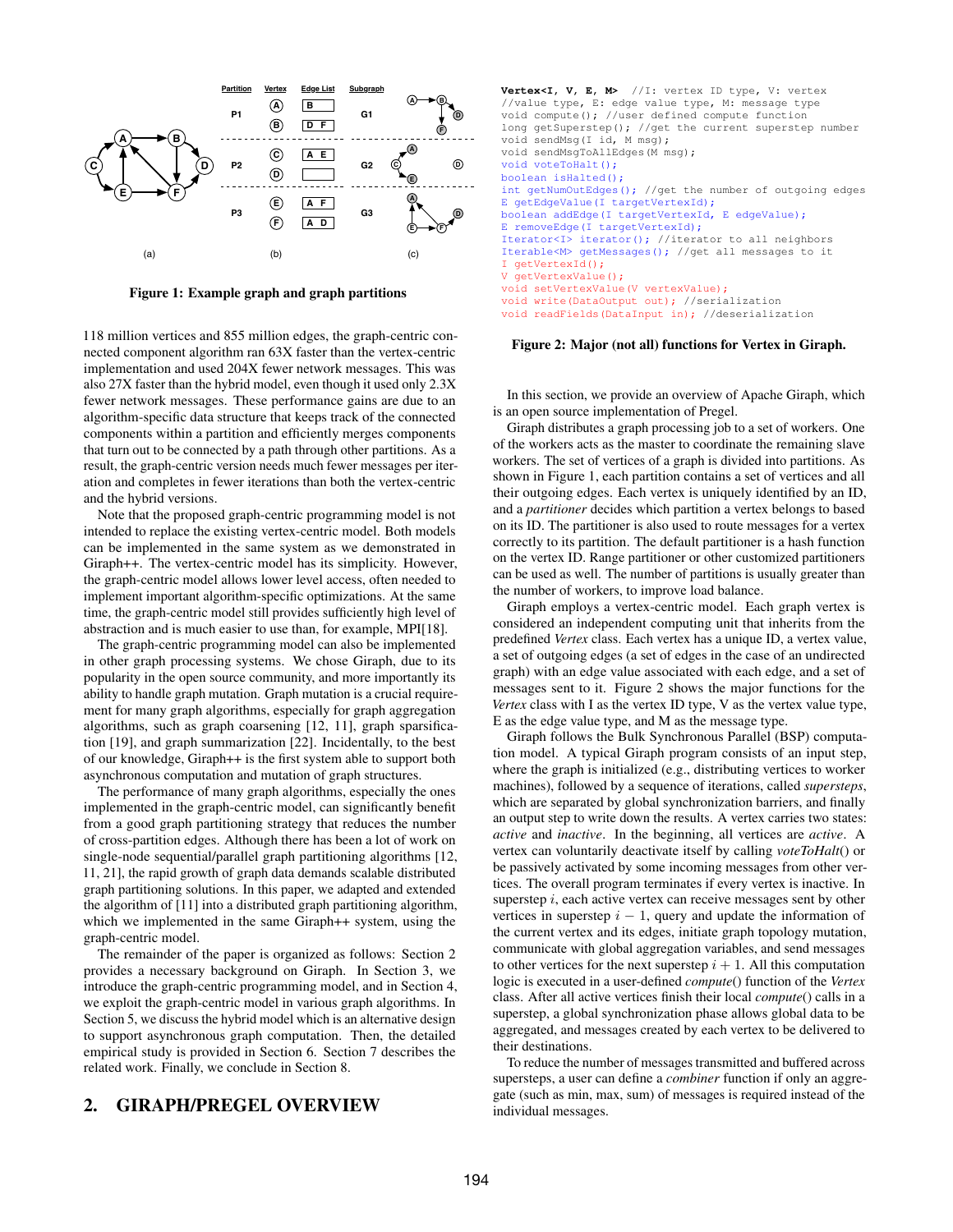Partition | Vertex | Edge List | Subgraph

P1 A B | G1
B D F
P2 C A E | G2
D
P3 E A F | G3
F A D

(a) (b) (c)

**Figure 1: Example graph and graph partitions**

118 million vertices and 855 million edges, the graph-centric connected component algorithm ran 63X faster than the vertex-centric implementation and used 204X fewer network messages. This was also 27X faster than the hybrid model, even though it used only 2.3X fewer network messages. These performance gains are due to an algorithm-specific data structure that keeps track of the connected components within a partition and efficiently merges components that turn out to be connected by a path through other partitions. As a result, the graph-centric version needs much fewer messages per iteration and completes in fewer iterations than both the vertex-centric and the hybrid versions.

Note that the proposed graph-centric programming model is not intended to replace the existing vertex-centric model. Both models can be implemented in the same system as we demonstrated in Giraph++. The vertex-centric model has its simplicity. However, the graph-centric model allows lower level access, often needed to implement important algorithm-specific optimizations. At the same time, the graph-centric model still provides sufficiently high level of abstraction and is much easier to use than, for example, MPI[18].

The graph-centric programming model can also be implemented in other graph processing systems. We chose Giraph, due to its popularity in the open source community, and more importantly its ability to handle graph mutation. Graph mutation is a crucial requirement for many graph algorithms, especially for graph aggregation algorithms, such as graph coarsening [12, 11], graph sparsification [19], and graph summarization [22]. Incidentally, to the best of our knowledge, Giraph++ is the first system able to support both asynchronous computation and mutation of graph structures.

The performance of many graph algorithms, especially the ones implemented in the graph-centric model, can significantly benefit from a good graph partitioning strategy that reduces the number of cross-partition edges. Although there has been a lot of work on single-node sequential/parallel graph partitioning algorithms [12, 11, 21], the rapid growth of graph data demands scalable distributed graph partitioning solutions. In this paper, we adapted and extended the algorithm of [11] into a distributed graph partitioning algorithm, which we implemented in the same Giraph++ system, using the graph-centric model.

The remainder of the paper is organized as follows: Section 2 provides a necessary background on Giraph. In Section 3, we introduce the graph-centric programming model, and in Section 4, we exploit the graph-centric model in various graph algorithms. In Section 5, we discuss the hybrid model which is an alternative design to support asynchronous graph computation. Then, the detailed empirical study is provided in Section 6. Section 7 describes the related work. Finally, we conclude in Section 8.

## 2. GIRAPH/PREGEL OVERVIEW

```
Vertex<I, V, E, M>  //I: vertex ID type, V: vertex
//value type, E: edge value type, M: message type
void compute(); //user defined compute function
long getSuperstep(); //get the current superstep number
void sendMsg(I id, M msg);
void sendMsgToAllEdges(M msg);
void voteToHalt();
boolean isHalted();
int getNumOutEdges(); //get the number of outgoing edges
E getEdgeValue(I targetVertexId);
boolean addEdge(I targetVertexId, E edgeValue);
E removeEdge(I targetVertexId);
Iterator<I> iterator(); //iterator to all neighbors
Iterable<M> getMessages(); //get all messages to it
I getVertexId();
V getVertexValue();
void setVertexValue(V vertexValue);
void write(DataOutput out); //serialization
void readFields(DataInput in); //deserialization
```

**Figure 2: Major (not all) functions for Vertex in Giraph.**

In this section, we provide an overview of Apache Giraph, which is an open source implementation of Pregel.

Giraph distributes a graph processing job to a set of workers. One of the workers acts as the master to coordinate the remaining slave workers. The set of vertices of a graph is divided into partitions. As shown in Figure 1, each partition contains a set of vertices and all their outgoing edges. Each vertex is uniquely identified by an ID, and a *partitioner* decides which partition a vertex belongs to based on its ID. The partitioner is also used to route messages for a vertex correctly to its partition. The default partitioner is a hash function on the vertex ID. Range partitioner or other customized partitioners can be used as well. The number of partitions is usually greater than the number of workers, to improve load balance.

Giraph employs a vertex-centric model. Each graph vertex is considered an independent computing unit that inherits from the predefined *Vertex* class. Each vertex has a unique ID, a vertex value, a set of outgoing edges (a set of edges in the case of an undirected graph) with an edge value associated with each edge, and a set of messages sent to it. Figure 2 shows the major functions for the *Vertex* class with I as the vertex ID type, V as the vertex value type, E as the edge value type, and M as the message type.

Giraph follows the Bulk Synchronous Parallel (BSP) computation model. A typical Giraph program consists of an input step, where the graph is initialized (e.g., distributing vertices to worker machines), followed by a sequence of iterations, called *supersteps*, which are separated by global synchronization barriers, and finally an output step to write down the results. A vertex carries two states: *active* and *inactive*. In the beginning, all vertices are *active*. A vertex can voluntarily deactivate itself by calling *voteToHalt*() or be passively activated by some incoming messages from other vertices. The overall program terminates if every vertex is inactive. In superstep $i$, each active vertex can receive messages sent by other vertices in superstep $i-1$, query and update the information of the current vertex and its edges, initiate graph topology mutation, communicate with global aggregation variables, and send messages to other vertices for the next superstep $i+1$. All this computation logic is executed in a user-defined *compute*() function of the *Vertex* class. After all active vertices finish their local *compute*() calls in a superstep, a global synchronization phase allows global data to be aggregated, and messages created by each vertex to be delivered to their destinations.

To reduce the number of messages transmitted and buffered across supersteps, a user can define a *combiner* function if only an aggregate (such as min, max, sum) of messages is required instead of the individual messages.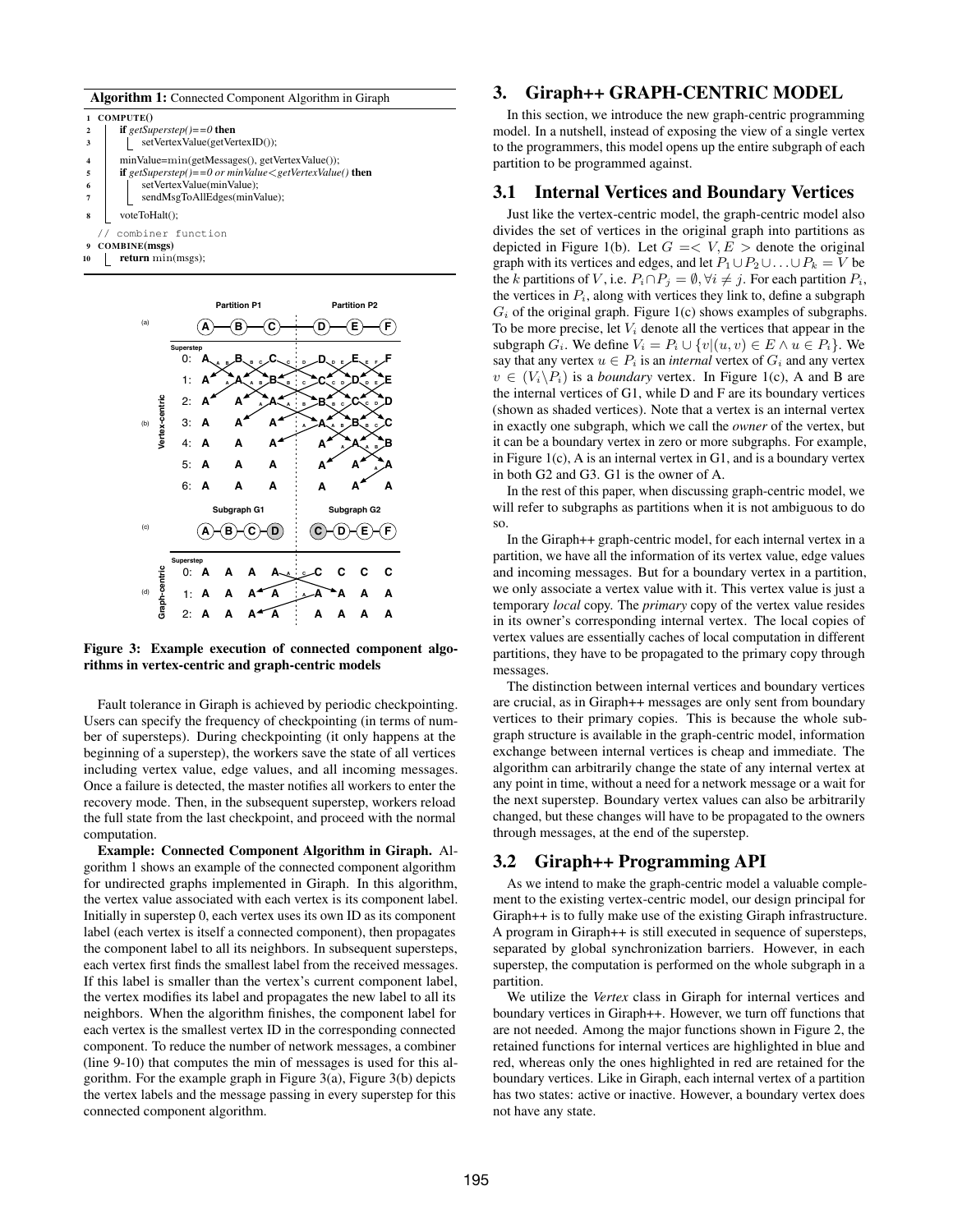**Algorithm 1:** Connected Component Algorithm in Giraph

```
1  COMPUTE()
2    if getSuperstep()==0 then
3      setVertexValue(getVertexID());
4    minValue=min(getMessages(), getVertexValue());
5    if getSuperstep()==0 or minValue<getVertexValue() then
6      setVertexValue(minValue);
7      sendMsgToAllEdges(minValue);
8    voteToHalt();
   // combiner function
9  COMBINE(msgs)
10   return min(msgs);
```

**Figure 3: Example execution of connected component algorithms in vertex-centric and graph-centric models**

Fault tolerance in Giraph is achieved by periodic checkpointing. Users can specify the frequency of checkpointing (in terms of number of supersteps). During checkpointing (it only happens at the beginning of a superstep), the workers save the state of all vertices including vertex value, edge values, and all incoming messages. Once a failure is detected, the master notifies all workers to enter the recovery mode. Then, in the subsequent superstep, workers reload the full state from the last checkpoint, and proceed with the normal computation.

**Example: Connected Component Algorithm in Giraph.** Algorithm 1 shows an example of the connected component algorithm for undirected graphs implemented in Giraph. In this algorithm, the vertex value associated with each vertex is its component label. Initially in superstep 0, each vertex uses its own ID as its component label (each vertex is itself a connected component), then propagates the component label to all its neighbors. In subsequent supersteps, each vertex first finds the smallest label from the received messages. If this label is smaller than the vertex's current component label, the vertex modifies its label and propagates the new label to all its neighbors. When the algorithm finishes, the component label for each vertex is the smallest vertex ID in the corresponding connected component. To reduce the number of network messages, a combiner (line 9-10) that computes the min of messages is used for this algorithm. For the example graph in Figure 3(a), Figure 3(b) depicts the vertex labels and the message passing in every superstep for this connected component algorithm.

## 3. Giraph++ GRAPH-CENTRIC MODEL

In this section, we introduce the new graph-centric programming model. In a nutshell, instead of exposing the view of a single vertex to the programmers, this model opens up the entire subgraph of each partition to be programmed against.

### 3.1 Internal Vertices and Boundary Vertices

Just like the vertex-centric model, the graph-centric model also divides the set of vertices in the original graph into partitions as depicted in Figure 1(b). Let $G = < V, E >$ denote the original graph with its vertices and edges, and let $P_1 \cup P_2 \cup \ldots \cup P_k = V$ be the $k$ partitions of $V$, i.e. $P_i \cap P_j = \emptyset, \forall i \neq j$. For each partition $P_i$, the vertices in $P_i$, along with vertices they link to, define a subgraph $G_i$ of the original graph. Figure 1(c) shows examples of subgraphs. To be more precise, let $V_i$ denote all the vertices that appear in the subgraph $G_i$. We define $V_i = P_i \cup \{v | (u, v) \in E \wedge u \in P_i\}$. We say that any vertex $u \in P_i$ is an *internal* vertex of $G_i$ and any vertex $v \in (V_i \backslash P_i)$ is a *boundary* vertex. In Figure 1(c), A and B are the internal vertices of G1, while D and F are its boundary vertices (shown as shaded vertices). Note that a vertex is an internal vertex in exactly one subgraph, which we call the *owner* of the vertex, but it can be a boundary vertex in zero or more subgraphs. For example, in Figure 1(c), A is an internal vertex in G1, and is a boundary vertex in both G2 and G3. G1 is the owner of A.

In the rest of this paper, when discussing graph-centric model, we will refer to subgraphs as partitions when it is not ambiguous to do so.

In the Giraph++ graph-centric model, for each internal vertex in a partition, we have all the information of its vertex value, edge values and incoming messages. But for a boundary vertex in a partition, we only associate a vertex value with it. This vertex value is just a temporary *local* copy. The *primary* copy of the vertex value resides in its owner's corresponding internal vertex. The local copies of vertex values are essentially caches of local computation in different partitions, they have to be propagated to the primary copy through messages.

The distinction between internal vertices and boundary vertices are crucial, as in Giraph++ messages are only sent from boundary vertices to their primary copies. This is because the whole subgraph structure is available in the graph-centric model, information exchange between internal vertices is cheap and immediate. The algorithm can arbitrarily change the state of any internal vertex at any point in time, without a need for a network message or a wait for the next superstep. Boundary vertex values can also be arbitrarily changed, but these changes will have to be propagated to the owners through messages, at the end of the superstep.

### 3.2 Giraph++ Programming API

As we intend to make the graph-centric model a valuable complement to the existing vertex-centric model, our design principal for Giraph++ is to fully make use of the existing Giraph infrastructure. A program in Giraph++ is still executed in sequence of supersteps, separated by global synchronization barriers. However, in each superstep, the computation is performed on the whole subgraph in a partition.

We utilize the *Vertex* class in Giraph for internal vertices and boundary vertices in Giraph++. However, we turn off functions that are not needed. Among the major functions shown in Figure 2, the retained functions for internal vertices are highlighted in blue and red, whereas only the ones highlighted in red are retained for the boundary vertices. Like in Giraph, each internal vertex of a partition has two states: active or inactive. However, a boundary vertex does not have any state.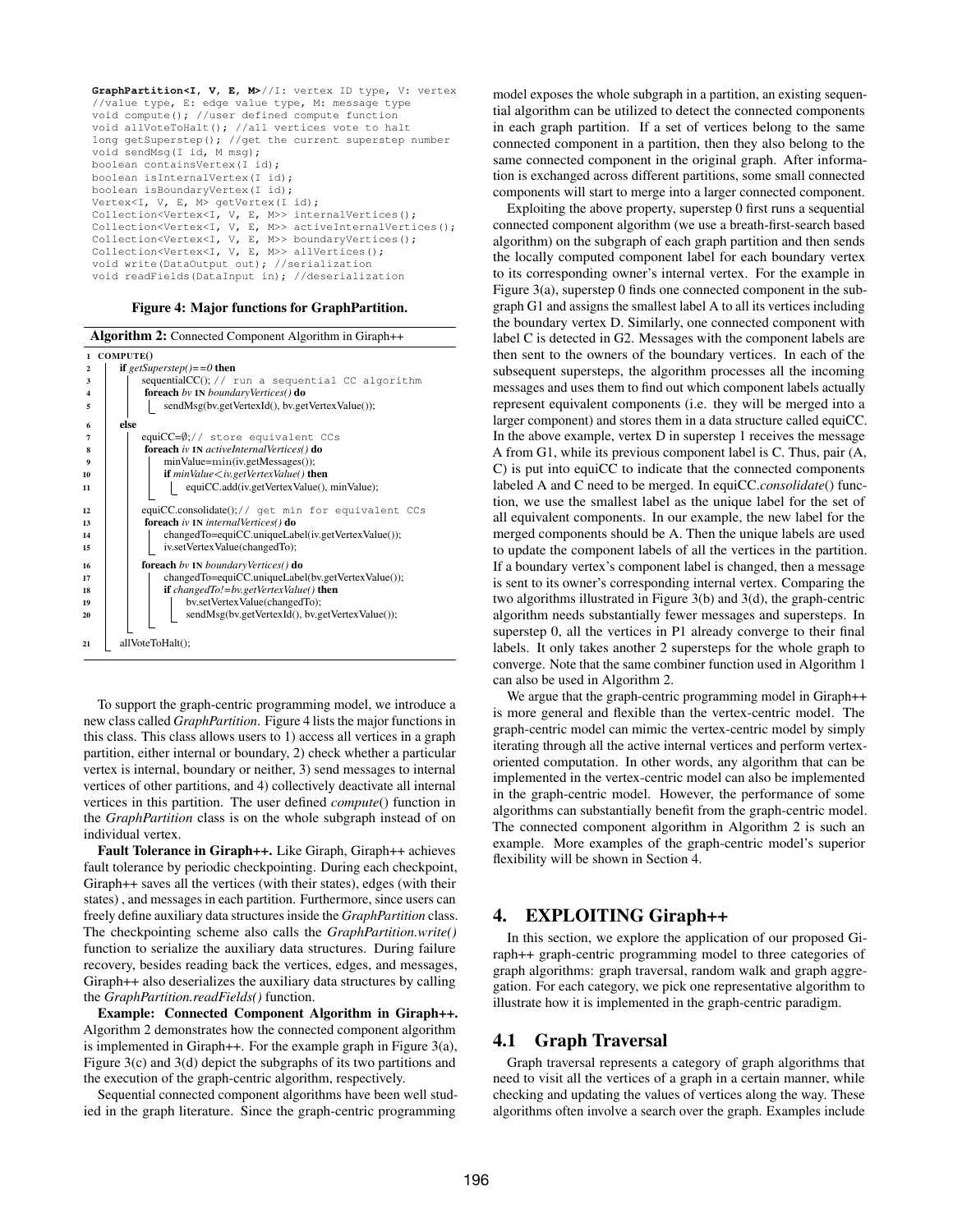```
GraphPartition<I, V, E, M>//I: vertex ID type, V: vertex
//value type, E: edge value type, M: message type
void compute(); //user defined compute function
void allVoteToHalt(); //all vertices vote to halt
long getSuperstep(); //get the current superstep number
void sendMsg(I id, M msg);
boolean containsVertex(I id);
boolean isInternalVertex(I id);
boolean isBoundaryVertex(I id);
Vertex<I, V, E, M> getVertex(I id);
Collection<Vertex<I, V, E, M>> internalVertices();
Collection<Vertex<I, V, E, M>> activeInternalVertices();
Collection<Vertex<I, V, E, M>> boundaryVertices();
Collection<Vertex<I, V, E, M>> allVertices();
void write(DataOutput out); //serialization
void readFields(DataInput in); //deserialization
```

**Figure 4: Major functions for GraphPartition.**

**Algorithm 2:** Connected Component Algorithm in Giraph++

```
1  COMPUTE()
2    if getSuperstep()==0 then
3      sequentialCC(); // run a sequential CC algorithm
4      foreach bv IN boundaryVertices() do
5        sendMsg(bv.getVertexId(), bv.getVertexValue());
6    else
7      equiCC=∅;// store equivalent CCs
8      foreach iv IN activeInternalVertices() do
9        minValue=min(iv.getMessages());
10       if minValue<iv.getVertexValue() then
11         equiCC.add(iv.getVertexValue(), minValue);
12     equiCC.consolidate();// get min for equivalent CCs
13     foreach iv IN internalVertices() do
14       changedTo=equiCC.uniqueLabel(iv.getVertexValue());
15       iv.setVertexValue(changedTo);
16     foreach bv IN boundaryVertices() do
17       changedTo=equiCC.uniqueLabel(bv.getVertexValue());
18       if changedTo!=bv.getVertexValue() then
19         bv.setVertexValue(changedTo);
20         sendMsg(bv.getVertexId(), bv.getVertexValue());
21   allVoteToHalt();
```

To support the graph-centric programming model, we introduce a new class called *GraphPartition*. Figure 4 lists the major functions in this class. This class allows users to 1) access all vertices in a graph partition, either internal or boundary, 2) check whether a particular vertex is internal, boundary or neither, 3) send messages to internal vertices of other partitions, and 4) collectively deactivate all internal vertices in this partition. The user defined *compute*() function in the *GraphPartition* class is on the whole subgraph instead of on individual vertex.

**Fault Tolerance in Giraph++.** Like Giraph, Giraph++ achieves fault tolerance by periodic checkpointing. During each checkpoint, Giraph++ saves all the vertices (with their states), edges (with their states) , and messages in each partition. Furthermore, since users can freely define auxiliary data structures inside the *GraphPartition* class. The checkpointing scheme also calls the *GraphPartition.write()* function to serialize the auxiliary data structures. During failure recovery, besides reading back the vertices, edges, and messages, Giraph++ also deserializes the auxiliary data structures by calling the *GraphPartition.readFields()* function.

**Example: Connected Component Algorithm in Giraph++.** Algorithm 2 demonstrates how the connected component algorithm is implemented in Giraph++. For the example graph in Figure 3(a), Figure 3(c) and 3(d) depict the subgraphs of its two partitions and the execution of the graph-centric algorithm, respectively.

Sequential connected component algorithms have been well studied in the graph literature. Since the graph-centric programming model exposes the whole subgraph in a partition, an existing sequential algorithm can be utilized to detect the connected components in each graph partition. If a set of vertices belong to the same connected component in a partition, then they also belong to the same connected component in the original graph. After information is exchanged across different partitions, some small connected components will start to merge into a larger connected component.

Exploiting the above property, superstep 0 first runs a sequential connected component algorithm (we use a breath-first-search based algorithm) on the subgraph of each graph partition and then sends the locally computed component label for each boundary vertex to its corresponding owner's internal vertex. For the example in Figure 3(a), superstep 0 finds one connected component in the subgraph G1 and assigns the smallest label A to all its vertices including the boundary vertex D. Similarly, one connected component with label C is detected in G2. Messages with the component labels are then sent to the owners of the boundary vertices. In each of the subsequent supersteps, the algorithm processes all the incoming messages and uses them to find out which component labels actually represent equivalent components (i.e. they will be merged into a larger component) and stores them in a data structure called equiCC. In the above example, vertex D in superstep 1 receives the message A from G1, while its previous component label is C. Thus, pair (A, C) is put into equiCC to indicate that the connected components labeled A and C need to be merged. In equiCC.*consolidate*() function, we use the smallest label as the unique label for the set of all equivalent components. In our example, the new label for the merged components should be A. Then the unique labels are used to update the component labels of all the vertices in the partition. If a boundary vertex's component label is changed, then a message is sent to its owner's corresponding internal vertex. Comparing the two algorithms illustrated in Figure 3(b) and 3(d), the graph-centric algorithm needs substantially fewer messages and supersteps. In superstep 0, all the vertices in P1 already converge to their final labels. It only takes another 2 supersteps for the whole graph to converge. Note that the same combiner function used in Algorithm 1 can also be used in Algorithm 2.

We argue that the graph-centric programming model in Giraph++ is more general and flexible than the vertex-centric model. The graph-centric model can mimic the vertex-centric model by simply iterating through all the active internal vertices and perform vertex-oriented computation. In other words, any algorithm that can be implemented in the vertex-centric model can also be implemented in the graph-centric model. However, the performance of some algorithms can substantially benefit from the graph-centric model. The connected component algorithm in Algorithm 2 is such an example. More examples of the graph-centric model's superior flexibility will be shown in Section 4.

## 4. EXPLOITING Giraph++

In this section, we explore the application of our proposed Giraph++ graph-centric programming model to three categories of graph algorithms: graph traversal, random walk and graph aggregation. For each category, we pick one representative algorithm to illustrate how it is implemented in the graph-centric paradigm.

### 4.1 Graph Traversal

Graph traversal represents a category of graph algorithms that need to visit all the vertices of a graph in a certain manner, while checking and updating the values of vertices along the way. These algorithms often involve a search over the graph. Examples include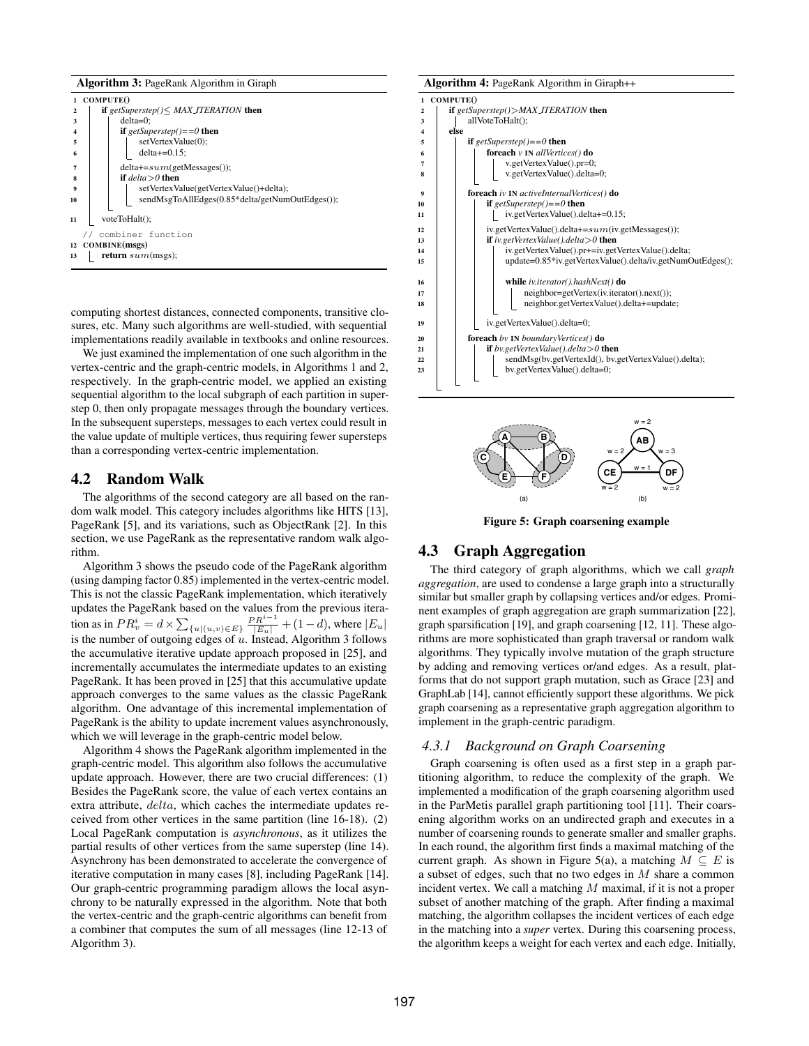**Algorithm 3:** PageRank Algorithm in Giraph

```
1  COMPUTE()
2      if getSuperstep() ≤ MAX_ITERATION then
3          delta=0;
4          if getSuperstep()==0 then
5              setVertexValue(0);
6              delta+=0.15;
7          delta+=sum(getMessages());
8          if delta>0 then
9              setVertexValue(getVertexValue()+delta);
10             sendMsgToAllEdges(0.85*delta/getNumOutEdges());
11     voteToHalt();
   // combiner function
12 COMBINE(msgs)
13     return sum(msgs);
```

**Algorithm 4:** PageRank Algorithm in Giraph++

```
1  COMPUTE()
2      if getSuperstep()>MAX_ITERATION then
3          allVoteToHalt();
4      else
5          if getSuperstep()==0 then
6              foreach v IN allVertices() do
7                  v.getVertexValue().pr=0;
8                  v.getVertexValue().delta=0;
9          foreach iv IN activeInternalVertices() do
10             if getSuperstep()==0 then
11                 iv.getVertexValue().delta+=0.15;
12             iv.getVertexValue().delta+=sum(iv.getMessages());
13             if iv.getVertexValue().delta>0 then
14                 iv.getVertexValue().pr+=iv.getVertexValue().delta;
15                 update=0.85*iv.getVertexValue().delta/iv.getNumOutEdges();
16                 while iv.iterator().hashNext() do
17                     neighbor=getVertex(iv.iterator().next());
18                     neighbor.getVertexValue().delta+=update;
19             iv.getVertexValue().delta=0;
20         foreach bv IN boundaryVertices() do
21             if bv.getVertexValue().delta>0 then
22                 sendMsg(bv.getVertexId(), bv.getVertexValue().delta);
23                 bv.getVertexValue().delta=0;
```

computing shortest distances, connected components, transitive closures, etc. Many such algorithms are well-studied, with sequential implementations readily available in textbooks and online resources.

We just examined the implementation of one such algorithm in the vertex-centric and the graph-centric models, in Algorithms 1 and 2, respectively. In the graph-centric model, we applied an existing sequential algorithm to the local subgraph of each partition in superstep 0, then only propagate messages through the boundary vertices. In the subsequent supersteps, messages to each vertex could result in the value update of multiple vertices, thus requiring fewer supersteps than a corresponding vertex-centric implementation.

## 4.2 Random Walk

The algorithms of the second category are all based on the random walk model. This category includes algorithms like HITS [13], PageRank [5], and its variations, such as ObjectRank [2]. In this section, we use PageRank as the representative random walk algorithm.

Algorithm 3 shows the pseudo code of the PageRank algorithm (using damping factor 0.85) implemented in the vertex-centric model. This is not the classic PageRank implementation, which iteratively updates the PageRank based on the values from the previous iteration as in $PR_v^i = d \times \sum_{\{u|(u,v)\in E\}} \frac{PR_u^{i-1}}{|E_u|} + (1-d)$, where $|E_u|$ is the number of outgoing edges of $u$. Instead, Algorithm 3 follows the accumulative iterative update approach proposed in [25], and incrementally accumulates the intermediate updates to an existing PageRank. It has been proved in [25] that this accumulative update approach converges to the same values as the classic PageRank algorithm. One advantage of this incremental implementation of PageRank is the ability to update increment values asynchronously, which we will leverage in the graph-centric model below.

Algorithm 4 shows the PageRank algorithm implemented in the graph-centric model. This algorithm also follows the accumulative update approach. However, there are two crucial differences: (1) Besides the PageRank score, the value of each vertex contains an extra attribute, *delta*, which caches the intermediate updates received from other vertices in the same partition (line 16-18). (2) Local PageRank computation is *asynchronous*, as it utilizes the partial results of other vertices from the same superstep (line 14). Asynchrony has been demonstrated to accelerate the convergence of iterative computation in many cases [8], including PageRank [14]. Our graph-centric programming paradigm allows the local asynchrony to be naturally expressed in the algorithm. Note that both the vertex-centric and the graph-centric algorithms can benefit from a combiner that computes the sum of all messages (line 12-13 of Algorithm 3).

Figure 5: Graph coarsening example

## 4.3 Graph Aggregation

The third category of graph algorithms, which we call *graph aggregation*, are used to condense a large graph into a structurally similar but smaller graph by collapsing vertices and/or edges. Prominent examples of graph aggregation are graph summarization [22], graph sparsification [19], and graph coarsening [12, 11]. These algorithms are more sophisticated than graph traversal or random walk algorithms. They typically involve mutation of the graph structure by adding and removing vertices or/and edges. As a result, platforms that do not support graph mutation, such as Grace [23] and GraphLab [14], cannot efficiently support these algorithms. We pick graph coarsening as a representative graph aggregation algorithm to implement in the graph-centric paradigm.

### 4.3.1 Background on Graph Coarsening

Graph coarsening is often used as a first step in a graph partitioning algorithm, to reduce the complexity of the graph. We implemented a modification of the graph coarsening algorithm used in the ParMetis parallel graph partitioning tool [11]. Their coarsening algorithm works on an undirected graph and executes in a number of coarsening rounds to generate smaller and smaller graphs. In each round, the algorithm first finds a maximal matching of the current graph. As shown in Figure 5(a), a matching $M \subseteq E$ is a subset of edges, such that no two edges in $M$ share a common incident vertex. We call a matching $M$ maximal, if it is not a proper subset of another matching of the graph. After finding a maximal matching, the algorithm collapses the incident vertices of each edge in the matching into a *super* vertex. During this coarsening process, the algorithm keeps a weight for each vertex and each edge. Initially,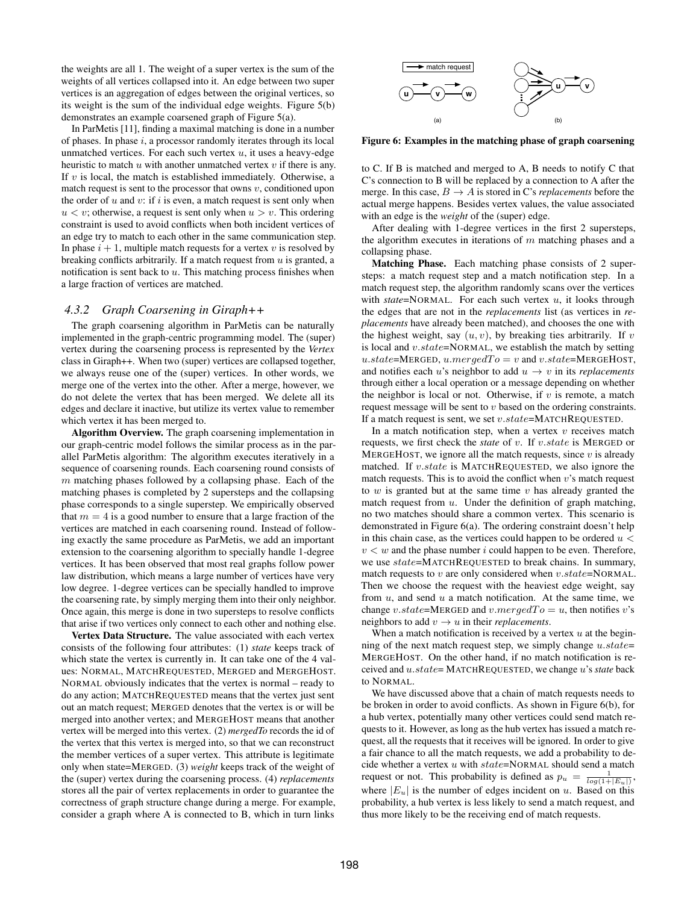the weights are all 1. The weight of a super vertex is the sum of the weights of all vertices collapsed into it. An edge between two super vertices is an aggregation of edges between the original vertices, so its weight is the sum of the individual edge weights. Figure 5(b) demonstrates an example coarsened graph of Figure 5(a).

In ParMetis [11], finding a maximal matching is done in a number of phases. In phase $i$, a processor randomly iterates through its local unmatched vertices. For each such vertex $u$, it uses a heavy-edge heuristic to match $u$ with another unmatched vertex $v$ if there is any. If $v$ is local, the match is established immediately. Otherwise, a match request is sent to the processor that owns $v$, conditioned upon the order of $u$ and $v$: if $i$ is even, a match request is sent only when $u < v$; otherwise, a request is sent only when $u > v$. This ordering constraint is used to avoid conflicts when both incident vertices of an edge try to match to each other in the same communication step. In phase $i + 1$, multiple match requests for a vertex $v$ is resolved by breaking conflicts arbitrarily. If a match request from $u$ is granted, a notification is sent back to $u$. This matching process finishes when a large fraction of vertices are matched.

### 4.3.2 Graph Coarsening in Giraph++

The graph coarsening algorithm in ParMetis can be naturally implemented in the graph-centric programming model. The (super) vertex during the coarsening process is represented by the *Vertex* class in Giraph++. When two (super) vertices are collapsed together, we always reuse one of the (super) vertices. In other words, we merge one of the vertex into the other. After a merge, however, we do not delete the vertex that has been merged. We delete all its edges and declare it inactive, but utilize its vertex value to remember which vertex it has been merged to.

**Algorithm Overview.** The graph coarsening implementation in our graph-centric model follows the similar process as in the parallel ParMetis algorithm: The algorithm executes iteratively in a sequence of coarsening rounds. Each coarsening round consists of $m$ matching phases followed by a collapsing phase. Each of the matching phases is completed by 2 supersteps and the collapsing phase corresponds to a single superstep. We empirically observed that $m = 4$ is a good number to ensure that a large fraction of the vertices are matched in each coarsening round. Instead of following exactly the same procedure as ParMetis, we add an important extension to the coarsening algorithm to specially handle 1-degree vertices. It has been observed that most real graphs follow power law distribution, which means a large number of vertices have very low degree. 1-degree vertices can be specially handled to improve the coarsening rate, by simply merging them into their only neighbor. Once again, this merge is done in two supersteps to resolve conflicts that arise if two vertices only connect to each other and nothing else.

**Vertex Data Structure.** The value associated with each vertex consists of the following four attributes: (1) *state* keeps track of which state the vertex is currently in. It can take one of the 4 values: NORMAL, MATCHREQUESTED, MERGED and MERGEHOST. NORMAL obviously indicates that the vertex is normal – ready to do any action; MATCHREQUESTED means that the vertex just sent out an match request; MERGED denotes that the vertex is or will be merged into another vertex; and MERGEHOST means that another vertex will be merged into this vertex. (2) *mergedTo* records the id of the vertex that this vertex is merged into, so that we can reconstruct the member vertices of a super vertex. This attribute is legitimate only when state=MERGED. (3) *weight* keeps track of the weight of the (super) vertex during the coarsening process. (4) *replacements* stores all the pair of vertex replacements in order to guarantee the correctness of graph structure change during a merge. For example, consider a graph where A is connected to B, which in turn links to C. If B is matched and merged to A, B needs to notify C that C's connection to B will be replaced by a connection to A after the merge. In this case, $B \rightarrow A$ is stored in C's *replacements* before the actual merge happens. Besides vertex values, the value associated with an edge is the *weight* of the (super) edge.

**Figure 6: Examples in the matching phase of graph coarsening**

After dealing with 1-degree vertices in the first 2 supersteps, the algorithm executes in iterations of $m$ matching phases and a collapsing phase.

**Matching Phase.** Each matching phase consists of 2 supersteps: a match request step and a match notification step. In a match request step, the algorithm randomly scans over the vertices with *state*=NORMAL. For each such vertex $u$, it looks through the edges that are not in the *replacements* list (as vertices in *replacements* have already been matched), and chooses the one with the highest weight, say $(u, v)$, by breaking ties arbitrarily. If $v$ is local and $v.state$=NORMAL, we establish the match by setting $u.state$=MERGED, $u.mergedTo = v$ and $v.state$=MERGEHOST, and notifies each $u$'s neighbor to add $u \rightarrow v$ in its *replacements* through either a local operation or a message depending on whether the neighbor is local or not. Otherwise, if $v$ is remote, a match request message will be sent to $v$ based on the ordering constraints. If a match request is sent, we set $v.state$=MATCHREQUESTED.

In a match notification step, when a vertex $v$ receives match requests, we first check the *state* of $v$. If $v.state$ is MERGED or MERGEHOST, we ignore all the match requests, since $v$ is already matched. If $v.state$ is MATCHREQUESTED, we also ignore the match requests. This is to avoid the conflict when $v$'s match request to $w$ is granted but at the same time $v$ has already granted the match request from $u$. Under the definition of graph matching, no two matches should share a common vertex. This scenario is demonstrated in Figure 6(a). The ordering constraint doesn't help in this chain case, as the vertices could happen to be ordered $u < v < w$ and the phase number $i$ could happen to be even. Therefore, we use $state$=MATCHREQUESTED to break chains. In summary, match requests to $v$ are only considered when $v.state$=NORMAL. Then we choose the request with the heaviest edge weight, say from $u$, and send $u$ a match notification. At the same time, we change $v.state$=MERGED and $v.mergedTo = u$, then notifies $v$'s neighbors to add $v \rightarrow u$ in their *replacements*.

When a match notification is received by a vertex $u$ at the beginning of the next match request step, we simply change $u.state$= MERGEHOST. On the other hand, if no match notification is received and $u.state$= MATCHREQUESTED, we change $u$'s *state* back to NORMAL.

We have discussed above that a chain of match requests needs to be broken in order to avoid conflicts. As shown in Figure 6(b), for a hub vertex, potentially many other vertices could send match requests to it. However, as long as the hub vertex has issued a match request, all the requests that it receives will be ignored. In order to give a fair chance to all the match requests, we add a probability to decide whether a vertex $u$ with $state$=NORMAL should send a match request or not. This probability is defined as $p_u = \frac{1}{log(1+|E_u|)}$, where $|E_u|$ is the number of edges incident on $u$. Based on this probability, a hub vertex is less likely to send a match request, and thus more likely to be the receiving end of match requests.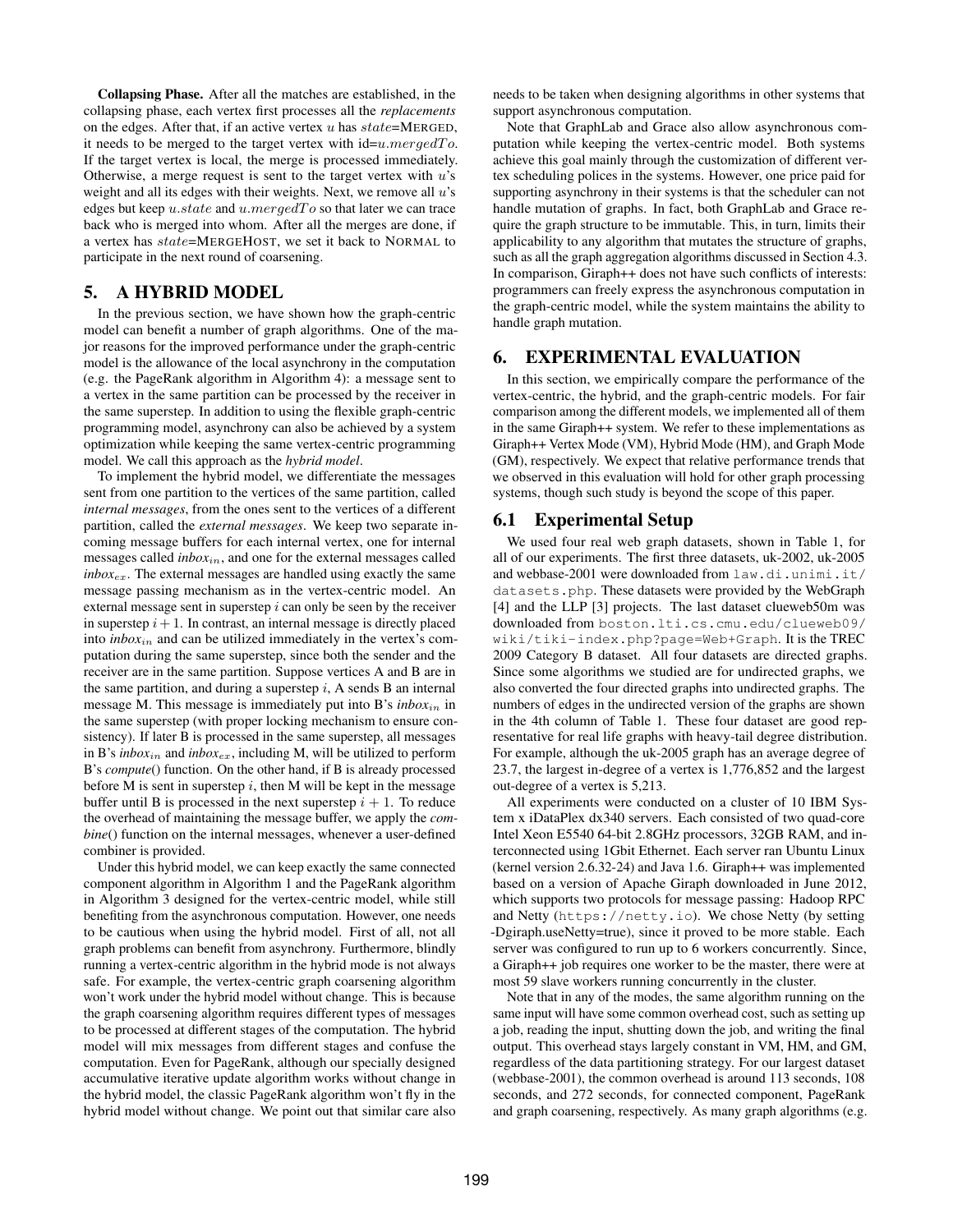**Collapsing Phase.** After all the matches are established, in the collapsing phase, each vertex first processes all the *replacements* on the edges. After that, if an active vertex $u$ has $state$=MERGED, it needs to be merged to the target vertex with id=$u.mergedTo$. If the target vertex is local, the merge is processed immediately. Otherwise, a merge request is sent to the target vertex with $u$'s weight and all its edges with their weights. Next, we remove all $u$'s edges but keep $u.state$ and $u.mergedTo$ so that later we can trace back who is merged into whom. After all the merges are done, if a vertex has $state$=MERGEHOST, we set it back to NORMAL to participate in the next round of coarsening.

# 5. A HYBRID MODEL

In the previous section, we have shown how the graph-centric model can benefit a number of graph algorithms. One of the major reasons for the improved performance under the graph-centric model is the allowance of the local asynchrony in the computation (e.g. the PageRank algorithm in Algorithm 4): a message sent to a vertex in the same partition can be processed by the receiver in the same superstep. In addition to using the flexible graph-centric programming model, asynchrony can also be achieved by a system optimization while keeping the same vertex-centric programming model. We call this approach as the *hybrid model*.

To implement the hybrid model, we differentiate the messages sent from one partition to the vertices of the same partition, called *internal messages*, from the ones sent to the vertices of a different partition, called the *external messages*. We keep two separate incoming message buffers for each internal vertex, one for internal messages called $inbox_{in}$, and one for the external messages called $inbox_{ex}$. The external messages are handled using exactly the same message passing mechanism as in the vertex-centric model. An external message sent in superstep $i$ can only be seen by the receiver in superstep $i+1$. In contrast, an internal message is directly placed into $inbox_{in}$ and can be utilized immediately in the vertex's computation during the same superstep, since both the sender and the receiver are in the same partition. Suppose vertices A and B are in the same partition, and during a superstep $i$, A sends B an internal message M. This message is immediately put into B's $inbox_{in}$ in the same superstep (with proper locking mechanism to ensure consistency). If later B is processed in the same superstep, all messages in B's $inbox_{in}$ and $inbox_{ex}$, including M, will be utilized to perform B's *compute*() function. On the other hand, if B is already processed before M is sent in superstep $i$, then M will be kept in the message buffer until B is processed in the next superstep $i+1$. To reduce the overhead of maintaining the message buffer, we apply the *combine*() function on the internal messages, whenever a user-defined combiner is provided.

Under this hybrid model, we can keep exactly the same connected component algorithm in Algorithm 1 and the PageRank algorithm in Algorithm 3 designed for the vertex-centric model, while still benefiting from the asynchronous computation. However, one needs to be cautious when using the hybrid model. First of all, not all graph problems can benefit from asynchrony. Furthermore, blindly running a vertex-centric algorithm in the hybrid mode is not always safe. For example, the vertex-centric graph coarsening algorithm won't work under the hybrid model without change. This is because the graph coarsening algorithm requires different types of messages to be processed at different stages of the computation. The hybrid model will mix messages from different stages and confuse the computation. Even for PageRank, although our specially designed accumulative iterative update algorithm works without change in the hybrid model, the classic PageRank algorithm won't fly in the hybrid model without change. We point out that similar care also needs to be taken when designing algorithms in other systems that support asynchronous computation.

Note that GraphLab and Grace also allow asynchronous computation while keeping the vertex-centric model. Both systems achieve this goal mainly through the customization of different vertex scheduling polices in the systems. However, one price paid for supporting asynchrony in their systems is that the scheduler can not handle mutation of graphs. In fact, both GraphLab and Grace require the graph structure to be immutable. This, in turn, limits their applicability to any algorithm that mutates the structure of graphs, such as all the graph aggregation algorithms discussed in Section 4.3. In comparison, Giraph++ does not have such conflicts of interests: programmers can freely express the asynchronous computation in the graph-centric model, while the system maintains the ability to handle graph mutation.

# 6. EXPERIMENTAL EVALUATION

In this section, we empirically compare the performance of the vertex-centric, the hybrid, and the graph-centric models. For fair comparison among the different models, we implemented all of them in the same Giraph++ system. We refer to these implementations as Giraph++ Vertex Mode (VM), Hybrid Mode (HM), and Graph Mode (GM), respectively. We expect that relative performance trends that we observed in this evaluation will hold for other graph processing systems, though such study is beyond the scope of this paper.

## 6.1 Experimental Setup

We used four real web graph datasets, shown in Table 1, for all of our experiments. The first three datasets, uk-2002, uk-2005 and webbase-2001 were downloaded from `law.di.unimi.it/datasets.php`. These datasets were provided by the WebGraph [4] and the LLP [3] projects. The last dataset clueweb50m was downloaded from `boston.lti.cs.cmu.edu/clueweb09/wiki/tiki-index.php?page=Web+Graph`. It is the TREC 2009 Category B dataset. All four datasets are directed graphs. Since some algorithms we studied are for undirected graphs, we also converted the four directed graphs into undirected graphs. The numbers of edges in the undirected version of the graphs are shown in the 4th column of Table 1. These four dataset are good representative for real life graphs with heavy-tail degree distribution. For example, although the uk-2005 graph has an average degree of 23.7, the largest in-degree of a vertex is 1,776,852 and the largest out-degree of a vertex is 5,213.

All experiments were conducted on a cluster of 10 IBM System x iDataPlex dx340 servers. Each consisted of two quad-core Intel Xeon E5540 64-bit 2.8GHz processors, 32GB RAM, and interconnected using 1Gbit Ethernet. Each server ran Ubuntu Linux (kernel version 2.6.32-24) and Java 1.6. Giraph++ was implemented based on a version of Apache Giraph downloaded in June 2012, which supports two protocols for message passing: Hadoop RPC and Netty (`https://netty.io`). We chose Netty (by setting -Dgiraph.useNetty=true), since it proved to be more stable. Each server was configured to run up to 6 workers concurrently. Since, a Giraph++ job requires one worker to be the master, there were at most 59 slave workers running concurrently in the cluster.

Note that in any of the modes, the same algorithm running on the same input will have some common overhead cost, such as setting up a job, reading the input, shutting down the job, and writing the final output. This overhead stays largely constant in VM, HM, and GM, regardless of the data partitioning strategy. For our largest dataset (webbase-2001), the common overhead is around 113 seconds, 108 seconds, and 272 seconds, for connected component, PageRank and graph coarsening, respectively. As many graph algorithms (e.g.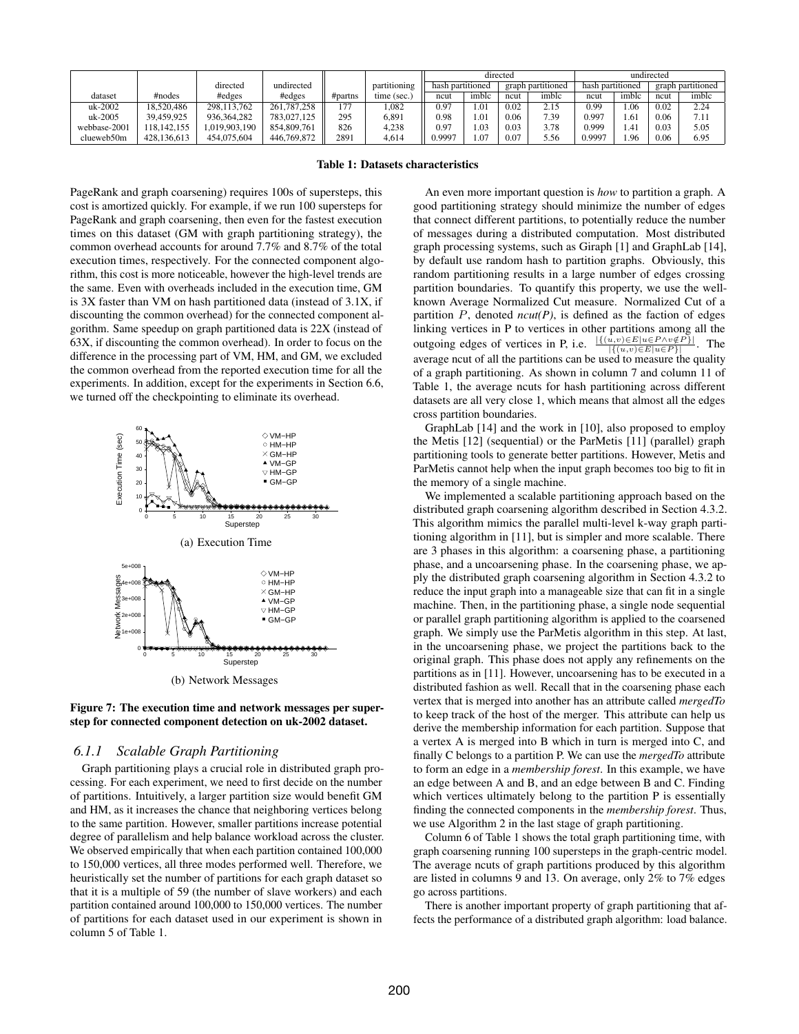| dataset | #nodes | directed #edges | undirected #edges | #partns | partitioning time (sec.) | directed | | | | undirected | | | |
|---|---|---|---|---|---|---|---|---|---|---|---|---|---|
| | | | | | | hash partitioned | | graph partitioned | | hash partitioned | | graph partitioned | |
| | | | | | | ncut | imblc | ncut | imblc | ncut | imblc | ncut | imblc |
| uk-2002 | 18,520,486 | 298,113,762 | 261,787,258 | 177 | 1,082 | 0.97 | 1.01 | 0.02 | 2.15 | 0.99 | 1.06 | 0.02 | 2.24 |
| uk-2005 | 39,459,925 | 936,364,282 | 783,027,125 | 295 | 6,891 | 0.98 | 1.01 | 0.06 | 7.39 | 0.997 | 1.61 | 0.06 | 7.11 |
| webbase-2001 | 118,142,155 | 1,019,903,190 | 854,809,761 | 826 | 4,238 | 0.97 | 1.03 | 0.03 | 3.78 | 0.999 | 1.41 | 0.03 | 5.05 |
| clueweb50m | 428,136,613 | 454,075,604 | 446,769,872 | 2891 | 4,614 | 0.9997 | 1.07 | 0.07 | 5.56 | 0.9997 | 1.96 | 0.06 | 6.95 |

**Table 1: Datasets characteristics**

PageRank and graph coarsening) requires 100s of supersteps, this cost is amortized quickly. For example, if we run 100 supersteps for PageRank and graph coarsening, then even for the fastest execution times on this dataset (GM with graph partitioning strategy), the common overhead accounts for around 7.7% and 8.7% of the total execution times, respectively. For the connected component algorithm, this cost is more noticeable, however the high-level trends are the same. Even with overheads included in the execution time, GM is 3X faster than VM on hash partitioned data (instead of 3.1X, if discounting the common overhead) for the connected component algorithm. Same speedup on graph partitioned data is 22X (instead of 63X, if discounting the common overhead). In order to focus on the difference in the processing part of VM, HM, and GM, we excluded the common overhead from the reported execution time for all the experiments. In addition, except for the experiments in Section 6.6, we turned off the checkpointing to eliminate its overhead.

(a) Execution Time

(b) Network Messages

**Figure 7: The execution time and network messages per superstep for connected component detection on uk-2002 dataset.**

### *6.1.1 Scalable Graph Partitioning*

Graph partitioning plays a crucial role in distributed graph processing. For each experiment, we need to first decide on the number of partitions. Intuitively, a larger partition size would benefit GM and HM, as it increases the chance that neighboring vertices belong to the same partition. However, smaller partitions increase potential degree of parallelism and help balance workload across the cluster. We observed empirically that when each partition contained 100,000 to 150,000 vertices, all three modes performed well. Therefore, we heuristically set the number of partitions for each graph dataset so that it is a multiple of 59 (the number of slave workers) and each partition contained around 100,000 to 150,000 vertices. The number of partitions for each dataset used in our experiment is shown in column 5 of Table 1.

An even more important question is *how* to partition a graph. A good partitioning strategy should minimize the number of edges that connect different partitions, to potentially reduce the number of messages during a distributed computation. Most distributed graph processing systems, such as Giraph [1] and GraphLab [14], by default use random hash to partition graphs. Obviously, this random partitioning results in a large number of edges crossing partition boundaries. To quantify this property, we use the well-known Average Normalized Cut measure. Normalized Cut of a partition $P$, denoted *ncut(P)*, is defined as the faction of edges linking vertices in P to vertices in other partitions among all the outgoing edges of vertices in P, i.e. $\frac{|\{(u,v)\in E|u\in P \wedge v\notin P\}|}{|\{(u,v)\in E|u\in P\}|}$. The average ncut of all the partitions can be used to measure the quality of a graph partitioning. As shown in column 7 and column 11 of Table 1, the average ncuts for hash partitioning across different datasets are all very close 1, which means that almost all the edges cross partition boundaries.

GraphLab [14] and the work in [10], also proposed to employ the Metis [12] (sequential) or the ParMetis [11] (parallel) graph partitioning tools to generate better partitions. However, Metis and ParMetis cannot help when the input graph becomes too big to fit in the memory of a single machine.

We implemented a scalable partitioning approach based on the distributed graph coarsening algorithm described in Section 4.3.2. This algorithm mimics the parallel multi-level k-way graph partitioning algorithm in [11], but is simpler and more scalable. There are 3 phases in this algorithm: a coarsening phase, a partitioning phase, and a uncoarsening phase. In the coarsening phase, we apply the distributed graph coarsening algorithm in Section 4.3.2 to reduce the input graph into a manageable size that can fit in a single machine. Then, in the partitioning phase, a single node sequential or parallel graph partitioning algorithm is applied to the coarsened graph. We simply use the ParMetis algorithm in this step. At last, in the uncoarsening phase, we project the partitions back to the original graph. This phase does not apply any refinements on the partitions as in [11]. However, uncoarsening has to be executed in a distributed fashion as well. Recall that in the coarsening phase each vertex that is merged into another has an attribute called *mergedTo* to keep track of the host of the merger. This attribute can help us derive the membership information for each partition. Suppose that a vertex A is merged into B which in turn is merged into C, and finally C belongs to a partition P. We can use the *mergedTo* attribute to form an edge in a *membership forest*. In this example, we have an edge between A and B, and an edge between B and C. Finding which vertices ultimately belong to the partition P is essentially finding the connected components in the *membership forest*. Thus, we use Algorithm 2 in the last stage of graph partitioning.

Column 6 of Table 1 shows the total graph partitioning time, with graph coarsening running 100 supersteps in the graph-centric model. The average ncuts of graph partitions produced by this algorithm are listed in columns 9 and 13. On average, only 2% to 7% edges go across partitions.

There is another important property of graph partitioning that affects the performance of a distributed graph algorithm: load balance.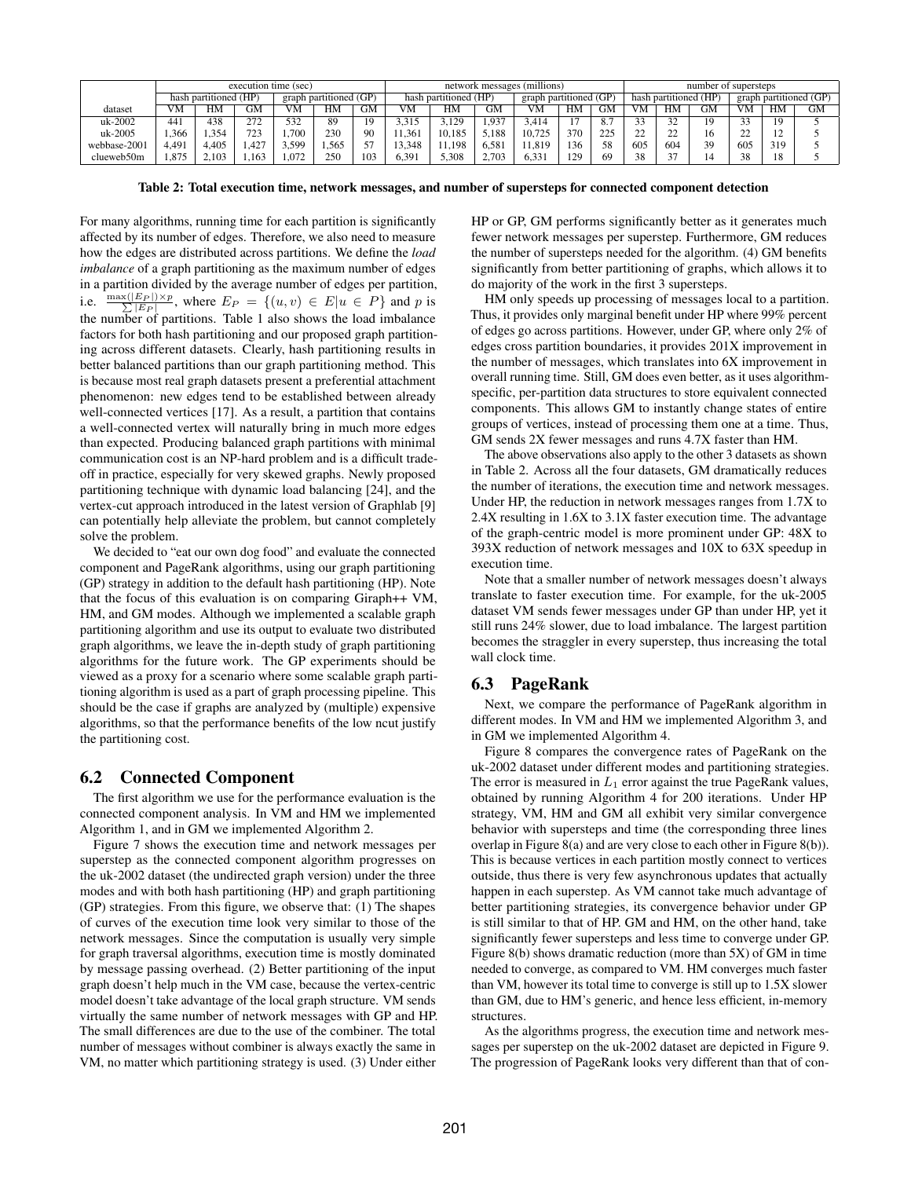| dataset | execution time (sec) | | | | | | network messages (millions) | | | | | | number of supersteps | | | | | |
|---|---|---|---|---|---|---|---|---|---|---|---|---|---|---|---|---|---|---|
| | hash partitioned (HP) | | | graph partitioned (GP) | | | hash partitioned (HP) | | | graph partitioned (GP) | | | hash partitioned (HP) | | | graph partitioned (GP) | | |
| | VM | HM | GM | VM | HM | GM | VM | HM | GM | VM | HM | GM | VM | HM | GM | VM | HM | GM |
| uk-2002 | 441 | 438 | 272 | 532 | 89 | 19 | 3,315 | 3,129 | 1,937 | 3,414 | 17 | 8.7 | 33 | 32 | 19 | 33 | 19 | 5 |
| uk-2005 | 1,366 | 1,354 | 723 | 1,700 | 230 | 90 | 11,361 | 10,185 | 5,188 | 10,725 | 370 | 225 | 22 | 22 | 16 | 22 | 12 | 5 |
| webbase-2001 | 4,491 | 4,405 | 1,427 | 3,599 | 1,565 | 57 | 13,348 | 11,198 | 6,581 | 11,819 | 136 | 58 | 605 | 604 | 39 | 605 | 319 | 5 |
| clueweb50m | 1,875 | 2,103 | 1,163 | 1,072 | 250 | 103 | 6,391 | 5,308 | 2,703 | 6,331 | 129 | 69 | 38 | 37 | 14 | 38 | 18 | 5 |

**Table 2: Total execution time, network messages, and number of supersteps for connected component detection**

For many algorithms, running time for each partition is significantly affected by its number of edges. Therefore, we also need to measure how the edges are distributed across partitions. We define the *load imbalance* of a graph partitioning as the maximum number of edges in a partition divided by the average number of edges per partition, i.e. $\frac{\max(|E_P|) \times p}{\sum |E_P|}$, where $E_P = \{(u, v) \in E | u \in P\}$ and $p$ is the number of partitions. Table 1 also shows the load imbalance factors for both hash partitioning and our proposed graph partitioning across different datasets. Clearly, hash partitioning results in better balanced partitions than our graph partitioning method. This is because most real graph datasets present a preferential attachment phenomenon: new edges tend to be established between already well-connected vertices [17]. As a result, a partition that contains a well-connected vertex will naturally bring in much more edges than expected. Producing balanced graph partitions with minimal communication cost is an NP-hard problem and is a difficult tradeoff in practice, especially for very skewed graphs. Newly proposed partitioning technique with dynamic load balancing [24], and the vertex-cut approach introduced in the latest version of Graphlab [9] can potentially help alleviate the problem, but cannot completely solve the problem.

We decided to "eat our own dog food" and evaluate the connected component and PageRank algorithms, using our graph partitioning (GP) strategy in addition to the default hash partitioning (HP). Note that the focus of this evaluation is on comparing Giraph++ VM, HM, and GM modes. Although we implemented a scalable graph partitioning algorithm and use its output to evaluate two distributed graph algorithms, we leave the in-depth study of graph partitioning algorithms for the future work. The GP experiments should be viewed as a proxy for a scenario where some scalable graph partitioning algorithm is used as a part of graph processing pipeline. This should be the case if graphs are analyzed by (multiple) expensive algorithms, so that the performance benefits of the low ncut justify the partitioning cost.

## 6.2 Connected Component

The first algorithm we use for the performance evaluation is the connected component analysis. In VM and HM we implemented Algorithm 1, and in GM we implemented Algorithm 2.

Figure 7 shows the execution time and network messages per superstep as the connected component algorithm progresses on the uk-2002 dataset (the undirected graph version) under the three modes and with both hash partitioning (HP) and graph partitioning (GP) strategies. From this figure, we observe that: (1) The shapes of curves of the execution time look very similar to those of the network messages. Since the computation is usually very simple for graph traversal algorithms, execution time is mostly dominated by message passing overhead. (2) Better partitioning of the input graph doesn't help much in the VM case, because the vertex-centric model doesn't take advantage of the local graph structure. VM sends virtually the same number of network messages with GP and HP. The small differences are due to the use of the combiner. The total number of messages without combiner is always exactly the same in VM, no matter which partitioning strategy is used. (3) Under either HP or GP, GM performs significantly better as it generates much fewer network messages per superstep. Furthermore, GM reduces the number of supersteps needed for the algorithm. (4) GM benefits significantly from better partitioning of graphs, which allows it to do majority of the work in the first 3 supersteps.

HM only speeds up processing of messages local to a partition. Thus, it provides only marginal benefit under HP where 99% percent of edges go across partitions. However, under GP, where only 2% of edges cross partition boundaries, it provides 201X improvement in the number of messages, which translates into 6X improvement in overall running time. Still, GM does even better, as it uses algorithm-specific, per-partition data structures to store equivalent connected components. This allows GM to instantly change states of entire groups of vertices, instead of processing them one at a time. Thus, GM sends 2X fewer messages and runs 4.7X faster than HM.

The above observations also apply to the other 3 datasets as shown in Table 2. Across all the four datasets, GM dramatically reduces the number of iterations, the execution time and network messages. Under HP, the reduction in network messages ranges from 1.7X to 2.4X resulting in 1.6X to 3.1X faster execution time. The advantage of the graph-centric model is more prominent under GP: 48X to 393X reduction of network messages and 10X to 63X speedup in execution time.

Note that a smaller number of network messages doesn't always translate to faster execution time. For example, for the uk-2005 dataset VM sends fewer messages under GP than under HP, yet it still runs 24% slower, due to load imbalance. The largest partition becomes the straggler in every superstep, thus increasing the total wall clock time.

## 6.3 PageRank

Next, we compare the performance of PageRank algorithm in different modes. In VM and HM we implemented Algorithm 3, and in GM we implemented Algorithm 4.

Figure 8 compares the convergence rates of PageRank on the uk-2002 dataset under different modes and partitioning strategies. The error is measured in $L_1$ error against the true PageRank values, obtained by running Algorithm 4 for 200 iterations. Under HP strategy, VM, HM and GM all exhibit very similar convergence behavior with supersteps and time (the corresponding three lines overlap in Figure 8(a) and are very close to each other in Figure 8(b)). This is because vertices in each partition mostly connect to vertices outside, thus there is very few asynchronous updates that actually happen in each superstep. As VM cannot take much advantage of better partitioning strategies, its convergence behavior under GP is still similar to that of HP. GM and HM, on the other hand, take significantly fewer supersteps and less time to converge under GP. Figure 8(b) shows dramatic reduction (more than 5X) of GM in time needed to converge, as compared to VM. HM converges much faster than VM, however its total time to converge is still up to 1.5X slower than GM, due to HM's generic, and hence less efficient, in-memory structures.

As the algorithms progress, the execution time and network messages per superstep on the uk-2002 dataset are depicted in Figure 9. The progression of PageRank looks very different than that of con-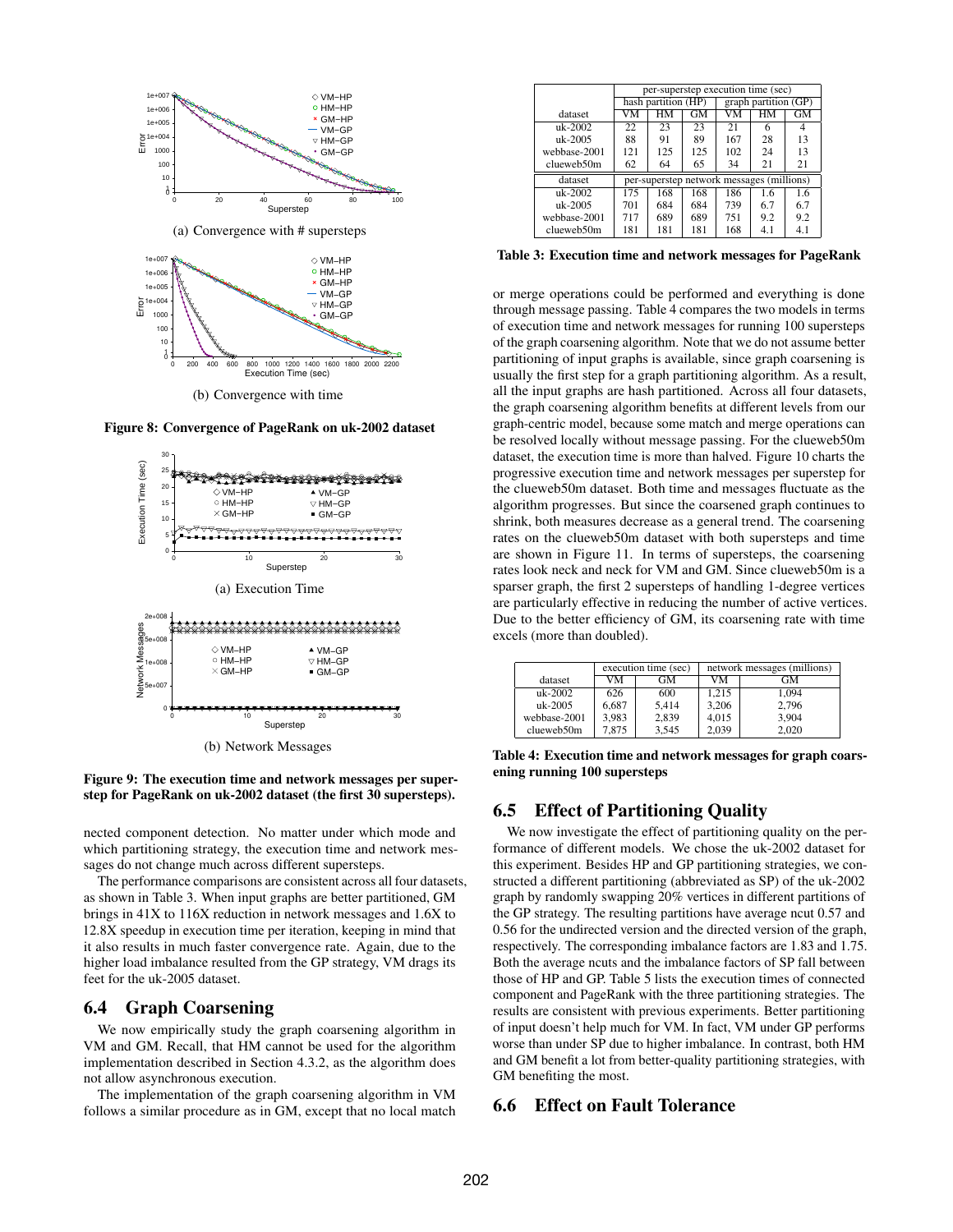(a) Convergence with # supersteps

(b) Convergence with time

**Figure 8: Convergence of PageRank on uk-2002 dataset**

(a) Execution Time

(b) Network Messages

**Figure 9: The execution time and network messages per superstep for PageRank on uk-2002 dataset (the first 30 supersteps).**

nected component detection. No matter under which mode and which partitioning strategy, the execution time and network messages do not change much across different supersteps.

The performance comparisons are consistent across all four datasets, as shown in Table 3. When input graphs are better partitioned, GM brings in 41X to 116X reduction in network messages and 1.6X to 12.8X speedup in execution time per iteration, keeping in mind that it also results in much faster convergence rate. Again, due to the higher load imbalance resulted from the GP strategy, VM drags its feet for the uk-2005 dataset.

## 6.4 Graph Coarsening

We now empirically study the graph coarsening algorithm in VM and GM. Recall, that HM cannot be used for the algorithm implementation described in Section 4.3.2, as the algorithm does not allow asynchronous execution.

The implementation of the graph coarsening algorithm in VM follows a similar procedure as in GM, except that no local match or merge operations could be performed and everything is done through message passing. Table 4 compares the two models in terms of execution time and network messages for running 100 supersteps of the graph coarsening algorithm. Note that we do not assume better partitioning of input graphs is available, since graph coarsening is usually the first step for a graph partitioning algorithm. As a result, all the input graphs are hash partitioned. Across all four datasets, the graph coarsening algorithm benefits at different levels from our graph-centric model, because some match and merge operations can be resolved locally without message passing. For the clueweb50m dataset, the execution time is more than halved. Figure 10 charts the progressive execution time and network messages per superstep for the clueweb50m dataset. Both time and messages fluctuate as the algorithm progresses. But since the coarsened graph continues to shrink, both measures decrease as a general trend. The coarsening rates on the clueweb50m dataset with both supersteps and time are shown in Figure 11. In terms of supersteps, the coarsening rates look neck and neck for VM and GM. Since clueweb50m is a sparser graph, the first 2 supersteps of handling 1-degree vertices are particularly effective in reducing the number of active vertices. Due to the better efficiency of GM, its coarsening rate with time excels (more than doubled).

| | per-superstep execution time (sec) | | | | | |
|---|---|---|---|---|---|---|
| | hash partition (HP) | | | graph partition (GP) | | |
| dataset | VM | HM | GM | VM | HM | GM |
| uk-2002 | 22 | 23 | 23 | 21 | 6 | 4 |
| uk-2005 | 88 | 91 | 89 | 167 | 28 | 13 |
| webbase-2001 | 121 | 125 | 125 | 102 | 24 | 13 |
| clueweb50m | 62 | 64 | 65 | 34 | 21 | 21 |
| dataset | per-superstep network messages (millions) | | | | | |
| uk-2002 | 175 | 168 | 168 | 186 | 1.6 | 1.6 |
| uk-2005 | 701 | 684 | 684 | 739 | 6.7 | 6.7 |
| webbase-2001 | 717 | 689 | 689 | 751 | 9.2 | 9.2 |
| clueweb50m | 181 | 181 | 181 | 168 | 4.1 | 4.1 |

**Table 3: Execution time and network messages for PageRank**

| | execution time (sec) | | network messages (millions) | |
|---|---|---|---|---|
| dataset | VM | GM | VM | GM |
| uk-2002 | 626 | 600 | 1,215 | 1,094 |
| uk-2005 | 6,687 | 5,414 | 3,206 | 2,796 |
| webbase-2001 | 3,983 | 2,839 | 4,015 | 3,904 |
| clueweb50m | 7,875 | 3,545 | 2,039 | 2,020 |

**Table 4: Execution time and network messages for graph coarsening running 100 supersteps**

## 6.5 Effect of Partitioning Quality

We now investigate the effect of partitioning quality on the performance of different models. We chose the uk-2002 dataset for this experiment. Besides HP and GP partitioning strategies, we constructed a different partitioning (abbreviated as SP) of the uk-2002 graph by randomly swapping 20% vertices in different partitions of the GP strategy. The resulting partitions have average ncut 0.57 and 0.56 for the undirected version and the directed version of the graph, respectively. The corresponding imbalance factors are 1.83 and 1.75. Both the average ncuts and the imbalance factors of SP fall between those of HP and GP. Table 5 lists the execution times of connected component and PageRank with the three partitioning strategies. The results are consistent with previous experiments. Better partitioning of input doesn't help much for VM. In fact, VM under GP performs worse than under SP due to higher imbalance. In contrast, both HM and GM benefit a lot from better-quality partitioning strategies, with GM benefiting the most.

## 6.6 Effect on Fault Tolerance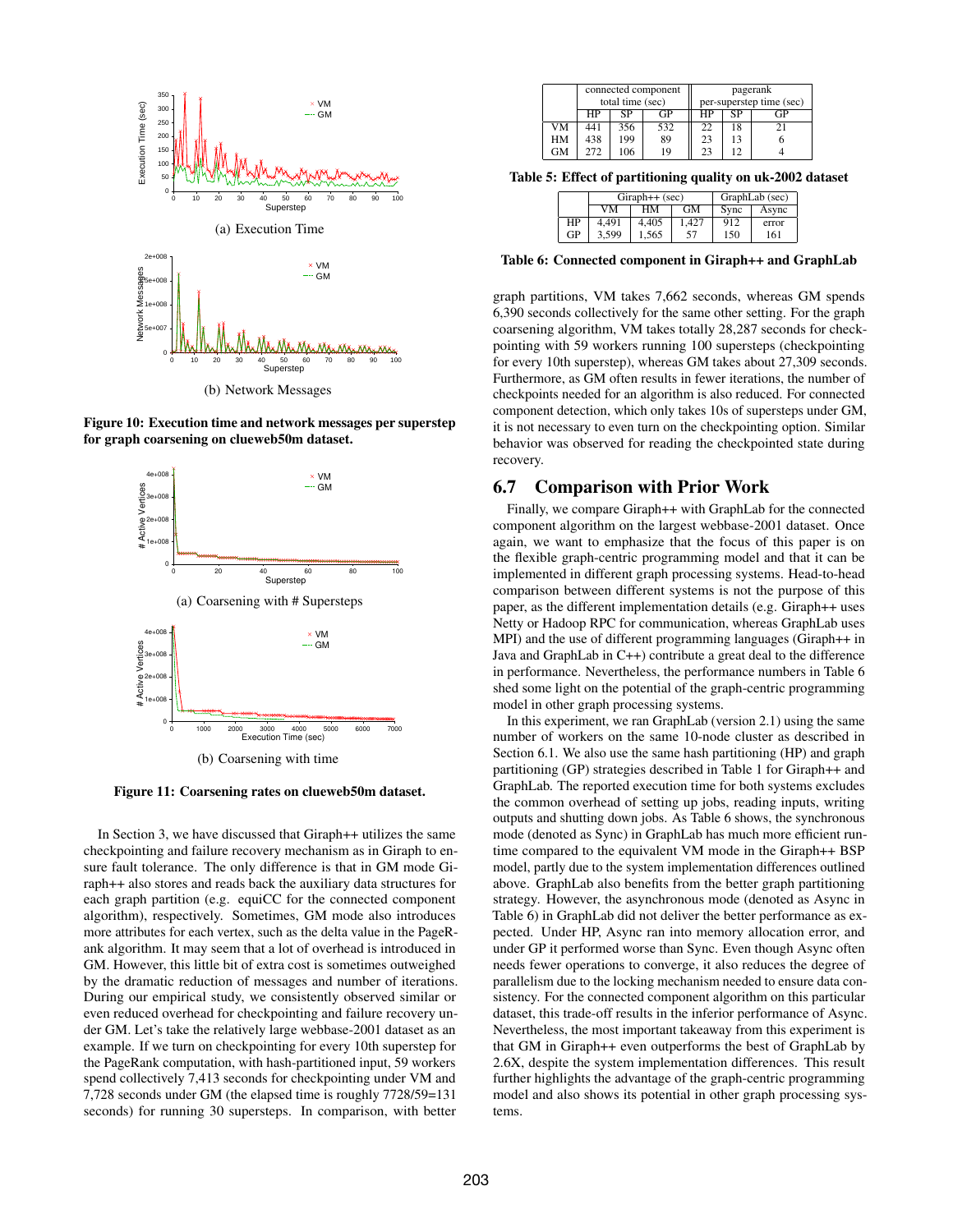Figure 10: Execution time and network messages per superstep for graph coarsening on clueweb50m dataset.

(a) Execution Time

(b) Network Messages

Figure 11: Coarsening rates on clueweb50m dataset.

(a) Coarsening with # Supersteps

(b) Coarsening with time

In Section 3, we have discussed that Giraph++ utilizes the same checkpointing and failure recovery mechanism as in Giraph to ensure fault tolerance. The only difference is that in GM mode Giraph++ also stores and reads back the auxiliary data structures for each graph partition (e.g. equiCC for the connected component algorithm), respectively. Sometimes, GM mode also introduces more attributes for each vertex, such as the delta value in the PageRank algorithm. It may seem that a lot of overhead is introduced in GM. However, this little bit of extra cost is sometimes outweighed by the dramatic reduction of messages and number of iterations. During our empirical study, we consistently observed similar or even reduced overhead for checkpointing and failure recovery under GM. Let's take the relatively large webbase-2001 dataset as an example. If we turn on checkpointing for every 10th superstep for the PageRank computation, with hash-partitioned input, 59 workers spend collectively 7,413 seconds for checkpointing under VM and 7,728 seconds under GM (the elapsed time is roughly 7728/59=131 seconds) for running 30 supersteps. In comparison, with better graph partitions, VM takes 7,662 seconds, whereas GM spends 6,390 seconds collectively for the same other setting. For the graph coarsening algorithm, VM takes totally 28,287 seconds for checkpointing with 59 workers running 100 supersteps (checkpointing for every 10th superstep), whereas GM takes about 27,309 seconds. Furthermore, as GM often results in fewer iterations, the number of checkpoints needed for an algorithm is also reduced. For connected component detection, which only takes 10s of supersteps under GM, it is not necessary to even turn on the checkpointing option. Similar behavior was observed for reading the checkpointed state during recovery.

| | connected component total time (sec) | | | pagerank per-superstep time (sec) | | |
|---|---|---|---|---|---|---|
| | HP | SP | GP | HP | SP | GP |
| VM | 441 | 356 | 532 | 22 | 18 | 21 |
| HM | 438 | 199 | 89 | 23 | 13 | 6 |
| GM | 272 | 106 | 19 | 23 | 12 | 4 |

**Table 5: Effect of partitioning quality on uk-2002 dataset**

| | Giraph++ (sec) | | | GraphLab (sec) | |
|---|---|---|---|---|---|
| | VM | HM | GM | Sync | Async |
| HP | 4,491 | 4,405 | 1,427 | 912 | error |
| GP | 3,599 | 1,565 | 57 | 150 | 161 |

**Table 6: Connected component in Giraph++ and GraphLab**

## 6.7 Comparison with Prior Work

Finally, we compare Giraph++ with GraphLab for the connected component algorithm on the largest webbase-2001 dataset. Once again, we want to emphasize that the focus of this paper is on the flexible graph-centric programming model and that it can be implemented in different graph processing systems. Head-to-head comparison between different systems is not the purpose of this paper, as the different implementation details (e.g. Giraph++ uses Netty or Hadoop RPC for communication, whereas GraphLab uses MPI) and the use of different programming languages (Giraph++ in Java and GraphLab in C++) contribute a great deal to the difference in performance. Nevertheless, the performance numbers in Table 6 shed some light on the potential of the graph-centric programming model in other graph processing systems.

In this experiment, we ran GraphLab (version 2.1) using the same number of workers on the same 10-node cluster as described in Section 6.1. We also use the same hash partitioning (HP) and graph partitioning (GP) strategies described in Table 1 for Giraph++ and GraphLab. The reported execution time for both systems excludes the common overhead of setting up jobs, reading inputs, writing outputs and shutting down jobs. As Table 6 shows, the synchronous mode (denoted as Sync) in GraphLab has much more efficient runtime compared to the equivalent VM mode in the Giraph++ BSP model, partly due to the system implementation differences outlined above. GraphLab also benefits from the better graph partitioning strategy. However, the asynchronous mode (denoted as Async in Table 6) in GraphLab did not deliver the better performance as expected. Under HP, Async ran into memory allocation error, and under GP it performed worse than Sync. Even though Async often needs fewer operations to converge, it also reduces the degree of parallelism due to the locking mechanism needed to ensure data consistency. For the connected component algorithm on this particular dataset, this trade-off results in the inferior performance of Async. Nevertheless, the most important takeaway from this experiment is that GM in Giraph++ even outperforms the best of GraphLab by 2.6X, despite the system implementation differences. This result further highlights the advantage of the graph-centric programming model and also shows its potential in other graph processing systems.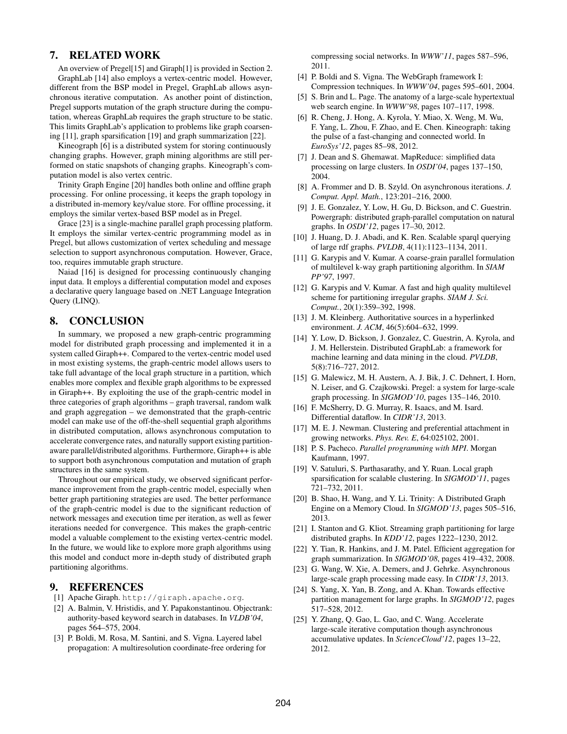## 7. RELATED WORK

An overview of Pregel[15] and Giraph[1] is provided in Section 2.

GraphLab [14] also employs a vertex-centric model. However, different from the BSP model in Pregel, GraphLab allows asynchronous iterative computation. As another point of distinction, Pregel supports mutation of the graph structure during the computation, whereas GraphLab requires the graph structure to be static. This limits GraphLab's application to problems like graph coarsening [11], graph sparsification [19] and graph summarization [22].

Kineograph [6] is a distributed system for storing continuously changing graphs. However, graph mining algorithms are still performed on static snapshots of changing graphs. Kineograph's computation model is also vertex centric.

Trinity Graph Engine [20] handles both online and offline graph processing. For online processing, it keeps the graph topology in a distributed in-memory key/value store. For offline processing, it employs the similar vertex-based BSP model as in Pregel.

Grace [23] is a single-machine parallel graph processing platform. It employs the similar vertex-centric programming model as in Pregel, but allows customization of vertex scheduling and message selection to support asynchronous computation. However, Grace, too, requires immutable graph structure.

Naiad [16] is designed for processing continuously changing input data. It employs a differential computation model and exposes a declarative query language based on .NET Language Integration Query (LINQ).

## 8. CONCLUSION

In summary, we proposed a new graph-centric programming model for distributed graph processing and implemented it in a system called Giraph++. Compared to the vertex-centric model used in most existing systems, the graph-centric model allows users to take full advantage of the local graph structure in a partition, which enables more complex and flexible graph algorithms to be expressed in Giraph++. By exploiting the use of the graph-centric model in three categories of graph algorithms – graph traversal, random walk and graph aggregation – we demonstrated that the graph-centric model can make use of the off-the-shell sequential graph algorithms in distributed computation, allows asynchronous computation to accelerate convergence rates, and naturally support existing partition-aware parallel/distributed algorithms. Furthermore, Giraph++ is able to support both asynchronous computation and mutation of graph structures in the same system.

Throughout our empirical study, we observed significant performance improvement from the graph-centric model, especially when better graph partitioning strategies are used. The better performance of the graph-centric model is due to the significant reduction of network messages and execution time per iteration, as well as fewer iterations needed for convergence. This makes the graph-centric model a valuable complement to the existing vertex-centric model. In the future, we would like to explore more graph algorithms using this model and conduct more in-depth study of distributed graph partitioning algorithms.

## 9. REFERENCES

[1] Apache Giraph. `http://giraph.apache.org`.

[2] A. Balmin, V. Hristidis, and Y. Papakonstantinou. Objectrank: authority-based keyword search in databases. In *VLDB'04*, pages 564–575, 2004.

[3] P. Boldi, M. Rosa, M. Santini, and S. Vigna. Layered label propagation: A multiresolution coordinate-free ordering for compressing social networks. In *WWW'11*, pages 587–596, 2011.

[4] P. Boldi and S. Vigna. The WebGraph framework I: Compression techniques. In *WWW'04*, pages 595–601, 2004.

[5] S. Brin and L. Page. The anatomy of a large-scale hypertextual web search engine. In *WWW'98*, pages 107–117, 1998.

[6] R. Cheng, J. Hong, A. Kyrola, Y. Miao, X. Weng, M. Wu, F. Yang, L. Zhou, F. Zhao, and E. Chen. Kineograph: taking the pulse of a fast-changing and connected world. In *EuroSys'12*, pages 85–98, 2012.

[7] J. Dean and S. Ghemawat. MapReduce: simplified data processing on large clusters. In *OSDI'04*, pages 137–150, 2004.

[8] A. Frommer and D. B. Szyld. On asynchronous iterations. *J. Comput. Appl. Math.*, 123:201–216, 2000.

[9] J. E. Gonzalez, Y. Low, H. Gu, D. Bickson, and C. Guestrin. Powergraph: distributed graph-parallel computation on natural graphs. In *OSDI'12*, pages 17–30, 2012.

[10] J. Huang, D. J. Abadi, and K. Ren. Scalable sparql querying of large rdf graphs. *PVLDB*, 4(11):1123–1134, 2011.

[11] G. Karypis and V. Kumar. A coarse-grain parallel formulation of multilevel k-way graph partitioning algorithm. In *SIAM PP'97*, 1997.

[12] G. Karypis and V. Kumar. A fast and high quality multilevel scheme for partitioning irregular graphs. *SIAM J. Sci. Comput.*, 20(1):359–392, 1998.

[13] J. M. Kleinberg. Authoritative sources in a hyperlinked environment. *J. ACM*, 46(5):604–632, 1999.

[14] Y. Low, D. Bickson, J. Gonzalez, C. Guestrin, A. Kyrola, and J. M. Hellerstein. Distributed GraphLab: a framework for machine learning and data mining in the cloud. *PVLDB*, 5(8):716–727, 2012.

[15] G. Malewicz, M. H. Austern, A. J. Bik, J. C. Dehnert, I. Horn, N. Leiser, and G. Czajkowski. Pregel: a system for large-scale graph processing. In *SIGMOD'10*, pages 135–146, 2010.

[16] F. McSherry, D. G. Murray, R. Isaacs, and M. Isard. Differential dataflow. In *CIDR'13*, 2013.

[17] M. E. J. Newman. Clustering and preferential attachment in growing networks. *Phys. Rev. E*, 64:025102, 2001.

[18] P. S. Pacheco. *Parallel programming with MPI*. Morgan Kaufmann, 1997.

[19] V. Satuluri, S. Parthasarathy, and Y. Ruan. Local graph sparsification for scalable clustering. In *SIGMOD'11*, pages 721–732, 2011.

[20] B. Shao, H. Wang, and Y. Li. Trinity: A Distributed Graph Engine on a Memory Cloud. In *SIGMOD'13*, pages 505–516, 2013.

[21] I. Stanton and G. Kliot. Streaming graph partitioning for large distributed graphs. In *KDD'12*, pages 1222–1230, 2012.

[22] Y. Tian, R. Hankins, and J. M. Patel. Efficient aggregation for graph summarization. In *SIGMOD'08*, pages 419–432, 2008.

[23] G. Wang, W. Xie, A. Demers, and J. Gehrke. Asynchronous large-scale graph processing made easy. In *CIDR'13*, 2013.

[24] S. Yang, X. Yan, B. Zong, and A. Khan. Towards effective partition management for large graphs. In *SIGMOD'12*, pages 517–528, 2012.

[25] Y. Zhang, Q. Gao, L. Gao, and C. Wang. Accelerate large-scale iterative computation though asynchronous accumulative updates. In *ScienceCloud'12*, pages 13–22, 2012.